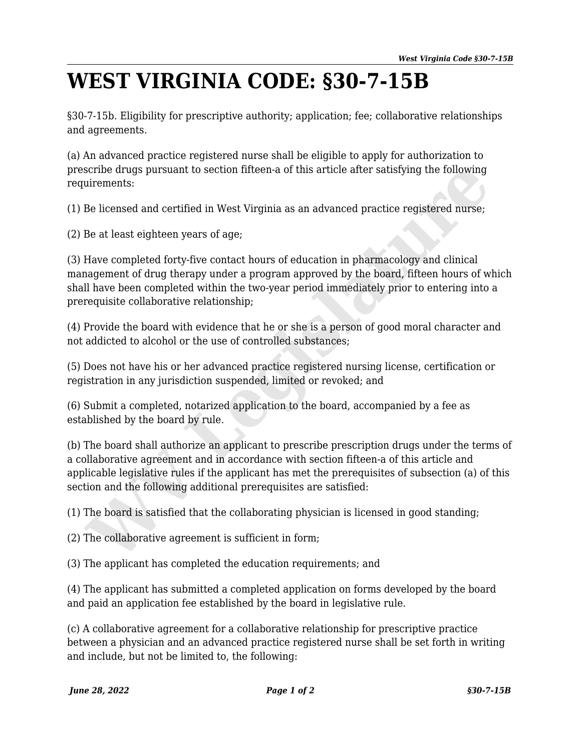# WEST VIRGINIA CODE: §30-7-15B

§30-7-15b. Eligibility for prescriptive authority; application; fee; collaborative relationships and agreements.

(a) An advanced practice registered nurse shall be eligible to apply for authorization to prescribe drugs pursuant to section fifteen-a of this article after satisfying the following requirements:

(1) Be licensed and certified in West Virginia as an advanced practice registered nurse;

(2) Be at least eighteen years of age;

(3) Have completed forty-five contact hours of education in pharmacology and clinical management of drug therapy under a program approved by the board, fifteen hours of which shall have been completed within the two-year period immediately prior to entering into a prerequisite collaborative relationship;

(4) Provide the board with evidence that he or she is a person of good moral character and not addicted to alcohol or the use of controlled substances;

(5) Does not have his or her advanced practice registered nursing license, certification or registration in any jurisdiction suspended, limited or revoked; and

(6) Submit a completed, notarized application to the board, accompanied by a fee as established by the board by rule.

(b) The board shall authorize an applicant to prescribe prescription drugs under the terms of a collaborative agreement and in accordance with section fifteen-a of this article and applicable legislative rules if the applicant has met the prerequisites of subsection (a) of this section and the following additional prerequisites are satisfied:

(1) The board is satisfied that the collaborating physician is licensed in good standing;

(2) The collaborative agreement is sufficient in form;

(3) The applicant has completed the education requirements; and

(4) The applicant has submitted a completed application on forms developed by the board and paid an application fee established by the board in legislative rule.

(c) A collaborative agreement for a collaborative relationship for prescriptive practice between a physician and an advanced practice registered nurse shall be set forth in writing and include, but not be limited to, the following: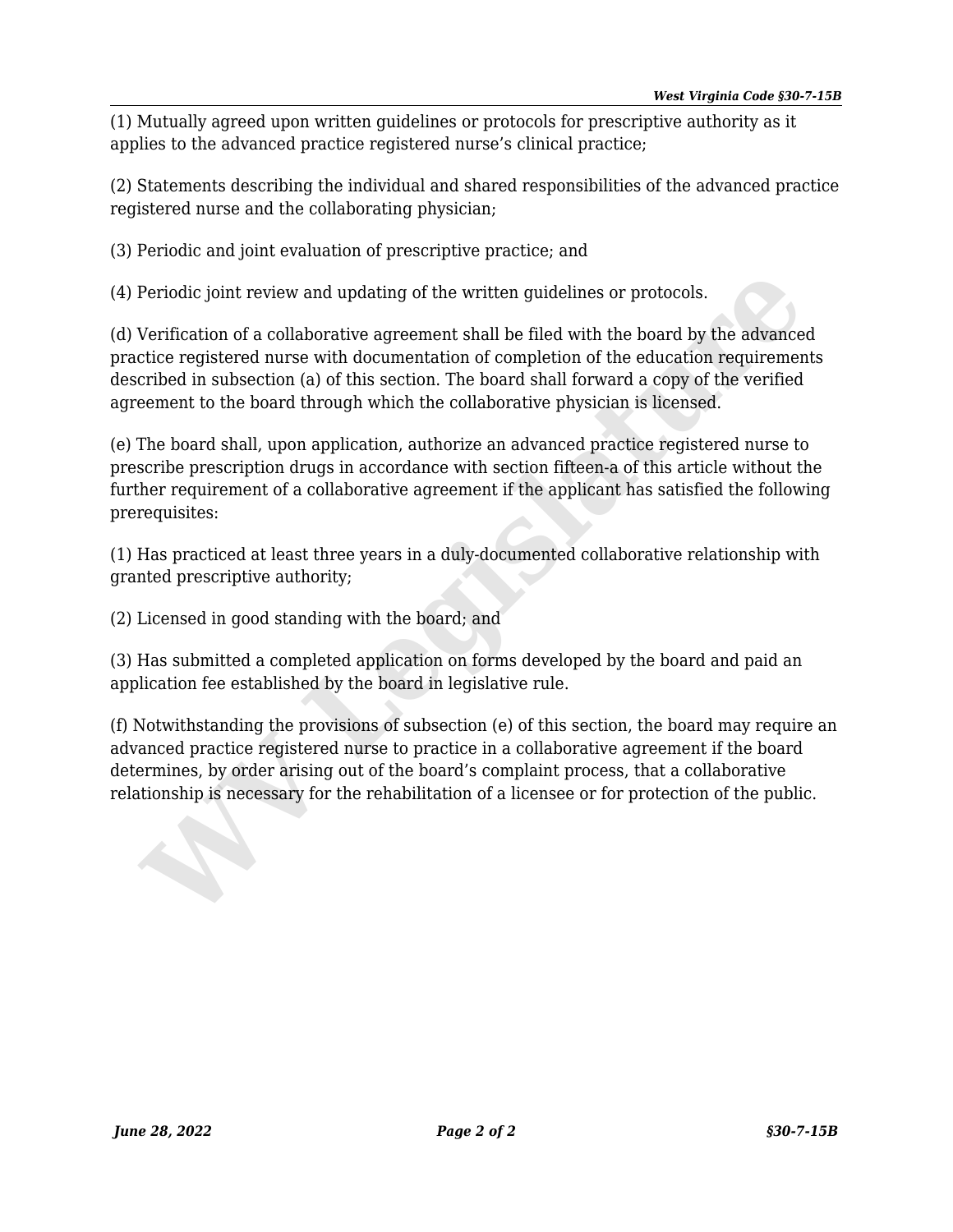(1) Mutually agreed upon written guidelines or protocols for prescriptive authority as it applies to the advanced practice registered nurse's clinical practice;

(2) Statements describing the individual and shared responsibilities of the advanced practice registered nurse and the collaborating physician;

(3) Periodic and joint evaluation of prescriptive practice; and

(4) Periodic joint review and updating of the written guidelines or protocols.

(d) Verification of a collaborative agreement shall be filed with the board by the advanced practice registered nurse with documentation of completion of the education requirements described in subsection (a) of this section. The board shall forward a copy of the verified agreement to the board through which the collaborative physician is licensed.

(e) The board shall, upon application, authorize an advanced practice registered nurse to prescribe prescription drugs in accordance with section fifteen-a of this article without the further requirement of a collaborative agreement if the applicant has satisfied the following prerequisites:

(1) Has practiced at least three years in a duly-documented collaborative relationship with granted prescriptive authority;

(2) Licensed in good standing with the board; and

(3) Has submitted a completed application on forms developed by the board and paid an application fee established by the board in legislative rule.

(f) Notwithstanding the provisions of subsection (e) of this section, the board may require an advanced practice registered nurse to practice in a collaborative agreement if the board determines, by order arising out of the board's complaint process, that a collaborative relationship is necessary for the rehabilitation of a licensee or for protection of the public.